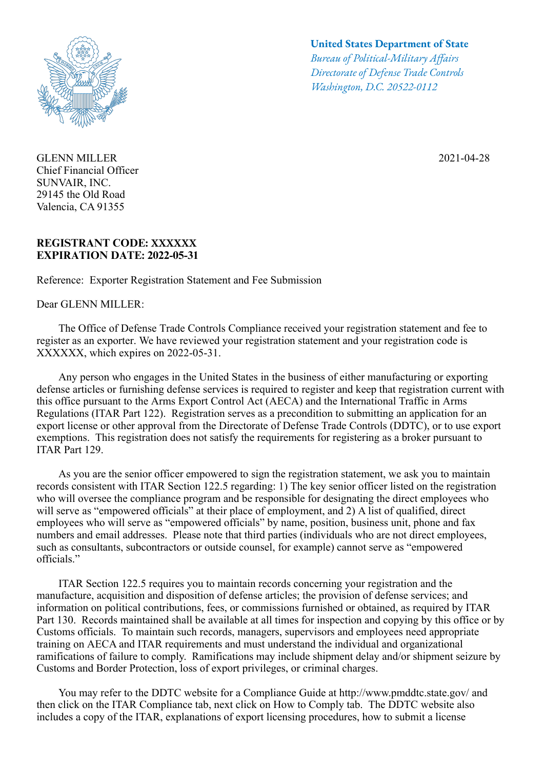**United States Department of State**
*Bureau of Political-Military Affairs*
*Directorate of Defense Trade Controls*
*Washington, D.C. 20522-0112*

GLENN MILLER
Chief Financial Officer
SUNVAIR, INC.
29145 the Old Road
Valencia, CA 91355

2021-04-28

**REGISTRANT CODE: XXXXXX**
**EXPIRATION DATE: 2022-05-31**

Reference: Exporter Registration Statement and Fee Submission

Dear GLENN MILLER:

The Office of Defense Trade Controls Compliance received your registration statement and fee to register as an exporter. We have reviewed your registration statement and your registration code is XXXXXX, which expires on 2022-05-31.

Any person who engages in the United States in the business of either manufacturing or exporting defense articles or furnishing defense services is required to register and keep that registration current with this office pursuant to the Arms Export Control Act (AECA) and the International Traffic in Arms Regulations (ITAR Part 122). Registration serves as a precondition to submitting an application for an export license or other approval from the Directorate of Defense Trade Controls (DDTC), or to use export exemptions. This registration does not satisfy the requirements for registering as a broker pursuant to ITAR Part 129.

As you are the senior officer empowered to sign the registration statement, we ask you to maintain records consistent with ITAR Section 122.5 regarding: 1) The key senior officer listed on the registration who will oversee the compliance program and be responsible for designating the direct employees who will serve as "empowered officials" at their place of employment, and 2) A list of qualified, direct employees who will serve as "empowered officials" by name, position, business unit, phone and fax numbers and email addresses. Please note that third parties (individuals who are not direct employees, such as consultants, subcontractors or outside counsel, for example) cannot serve as "empowered officials."

ITAR Section 122.5 requires you to maintain records concerning your registration and the manufacture, acquisition and disposition of defense articles; the provision of defense services; and information on political contributions, fees, or commissions furnished or obtained, as required by ITAR Part 130. Records maintained shall be available at all times for inspection and copying by this office or by Customs officials. To maintain such records, managers, supervisors and employees need appropriate training on AECA and ITAR requirements and must understand the individual and organizational ramifications of failure to comply. Ramifications may include shipment delay and/or shipment seizure by Customs and Border Protection, loss of export privileges, or criminal charges.

You may refer to the DDTC website for a Compliance Guide at http://www.pmddtc.state.gov/ and then click on the ITAR Compliance tab, next click on How to Comply tab. The DDTC website also includes a copy of the ITAR, explanations of export licensing procedures, how to submit a license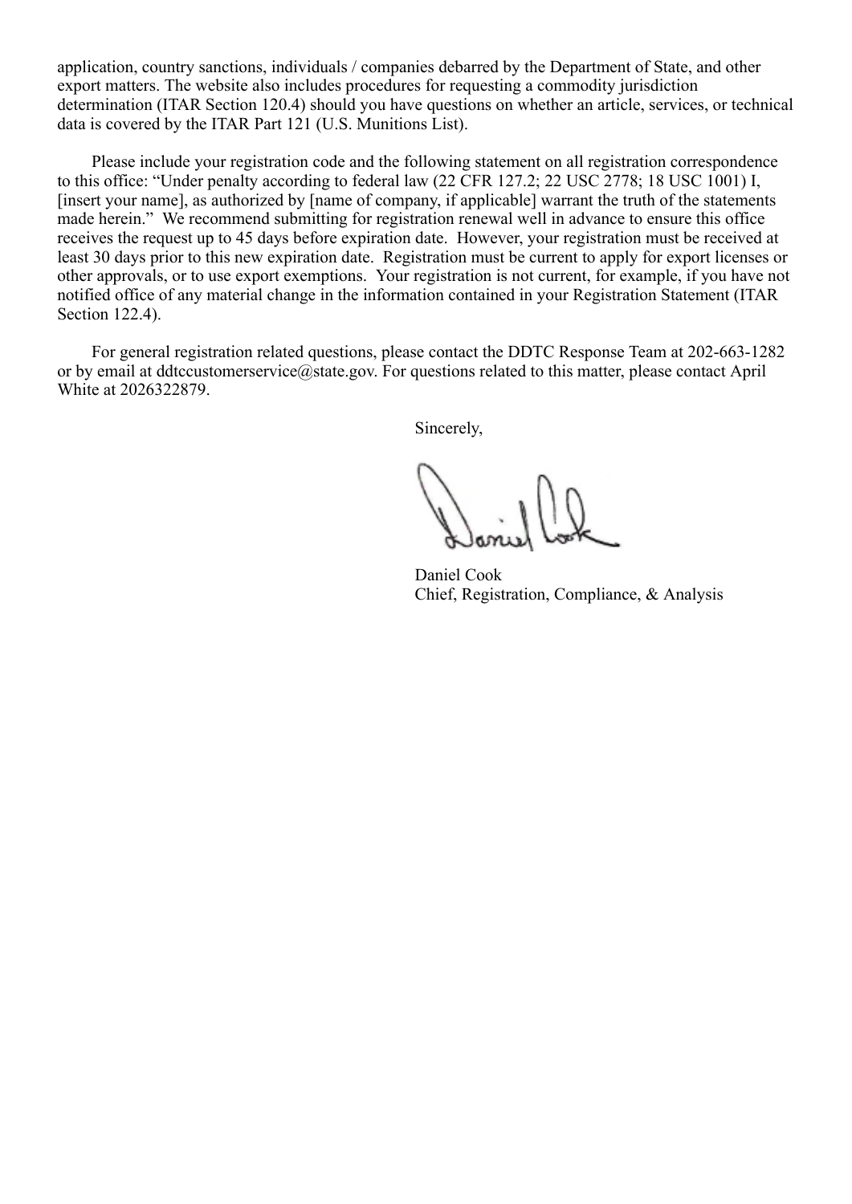application, country sanctions, individuals / companies debarred by the Department of State, and other export matters. The website also includes procedures for requesting a commodity jurisdiction determination (ITAR Section 120.4) should you have questions on whether an article, services, or technical data is covered by the ITAR Part 121 (U.S. Munitions List).

Please include your registration code and the following statement on all registration correspondence to this office: "Under penalty according to federal law (22 CFR 127.2; 22 USC 2778; 18 USC 1001) I, [insert your name], as authorized by [name of company, if applicable] warrant the truth of the statements made herein." We recommend submitting for registration renewal well in advance to ensure this office receives the request up to 45 days before expiration date. However, your registration must be received at least 30 days prior to this new expiration date. Registration must be current to apply for export licenses or other approvals, or to use export exemptions. Your registration is not current, for example, if you have not notified office of any material change in the information contained in your Registration Statement (ITAR Section 122.4).

For general registration related questions, please contact the DDTC Response Team at 202-663-1282 or by email at ddtccustomerservice@state.gov. For questions related to this matter, please contact April White at 2026322879.

Sincerely,

Daniel Cook
Chief, Registration, Compliance, & Analysis